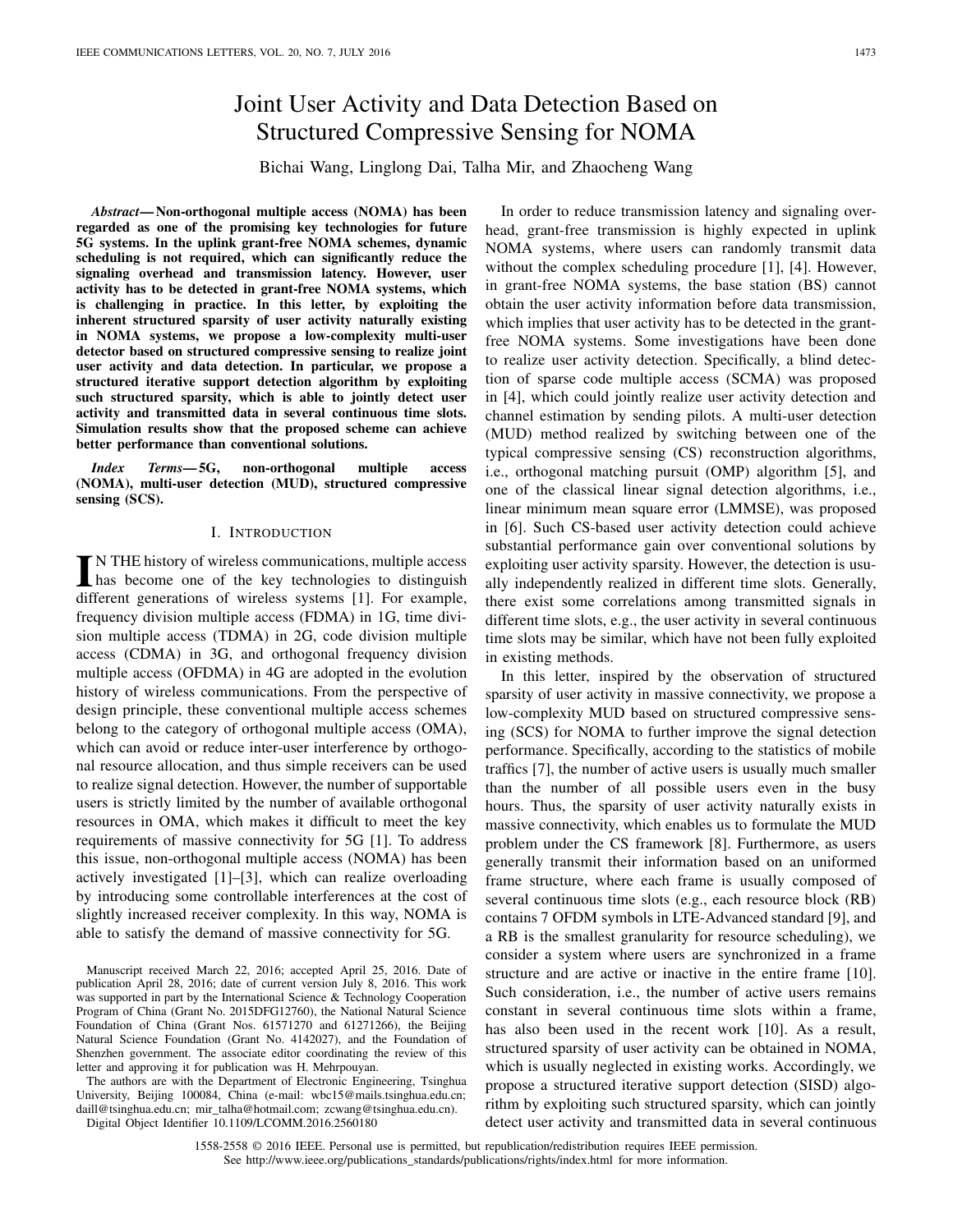# Joint User Activity and Data Detection Based on Structured Compressive Sensing for NOMA

Bichai Wang, Linglong Dai, Talha Mir, and Zhaocheng Wang

***Abstract*— Non-orthogonal multiple access (NOMA) has been regarded as one of the promising key technologies for future 5G systems. In the uplink grant-free NOMA schemes, dynamic scheduling is not required, which can significantly reduce the signaling overhead and transmission latency. However, user activity has to be detected in grant-free NOMA systems, which is challenging in practice. In this letter, by exploiting the inherent structured sparsity of user activity naturally existing in NOMA systems, we propose a low-complexity multi-user detector based on structured compressive sensing to realize joint user activity and data detection. In particular, we propose a structured iterative support detection algorithm by exploiting such structured sparsity, which is able to jointly detect user activity and transmitted data in several continuous time slots. Simulation results show that the proposed scheme can achieve better performance than conventional solutions.**

***Index Terms*— 5G, non-orthogonal multiple access (NOMA), multi-user detection (MUD), structured compressive sensing (SCS).**

## I. Introduction

In the history of wireless communications, multiple access has become one of the key technologies to distinguish different generations of wireless systems [1]. For example, frequency division multiple access (FDMA) in 1G, time division multiple access (TDMA) in 2G, code division multiple access (CDMA) in 3G, and orthogonal frequency division multiple access (OFDMA) in 4G are adopted in the evolution history of wireless communications. From the perspective of design principle, these conventional multiple access schemes belong to the category of orthogonal multiple access (OMA), which can avoid or reduce inter-user interference by orthogonal resource allocation, and thus simple receivers can be used to realize signal detection. However, the number of supportable users is strictly limited by the number of available orthogonal resources in OMA, which makes it difficult to meet the key requirements of massive connectivity for 5G [1]. To address this issue, non-orthogonal multiple access (NOMA) has been actively investigated [1]–[3], which can realize overloading by introducing some controllable interferences at the cost of slightly increased receiver complexity. In this way, NOMA is able to satisfy the demand of massive connectivity for 5G.

In order to reduce transmission latency and signaling overhead, grant-free transmission is highly expected in uplink NOMA systems, where users can randomly transmit data without the complex scheduling procedure [1], [4]. However, in grant-free NOMA systems, the base station (BS) cannot obtain the user activity information before data transmission, which implies that user activity has to be detected in the grant-free NOMA systems. Some investigations have been done to realize user activity detection. Specifically, a blind detection of sparse code multiple access (SCMA) was proposed in [4], which could jointly realize user activity detection and channel estimation by sending pilots. A multi-user detection (MUD) method realized by switching between one of the typical compressive sensing (CS) reconstruction algorithms, i.e., orthogonal matching pursuit (OMP) algorithm [5], and one of the classical linear signal detection algorithms, i.e., linear minimum mean square error (LMMSE), was proposed in [6]. Such CS-based user activity detection could achieve substantial performance gain over conventional solutions by exploiting user activity sparsity. However, the detection is usually independently realized in different time slots. Generally, there exist some correlations among transmitted signals in different time slots, e.g., the user activity in several continuous time slots may be similar, which have not been fully exploited in existing methods.

In this letter, inspired by the observation of structured sparsity of user activity in massive connectivity, we propose a low-complexity MUD based on structured compressive sensing (SCS) for NOMA to further improve the signal detection performance. Specifically, according to the statistics of mobile traffics [7], the number of active users is usually much smaller than the number of all possible users even in the busy hours. Thus, the sparsity of user activity naturally exists in massive connectivity, which enables us to formulate the MUD problem under the CS framework [8]. Furthermore, as users generally transmit their information based on an uniformed frame structure, where each frame is usually composed of several continuous time slots (e.g., each resource block (RB) contains 7 OFDM symbols in LTE-Advanced standard [9], and a RB is the smallest granularity for resource scheduling), we consider a system where users are synchronized in a frame structure and are active or inactive in the entire frame [10]. Such consideration, i.e., the number of active users remains constant in several continuous time slots within a frame, has also been used in the recent work [10]. As a result, structured sparsity of user activity can be obtained in NOMA, which is usually neglected in existing works. Accordingly, we propose a structured iterative support detection (SISD) algorithm by exploiting such structured sparsity, which can jointly detect user activity and transmitted data in several continuous

Manuscript received March 22, 2016; accepted April 25, 2016. Date of publication April 28, 2016; date of current version July 8, 2016. This work was supported in part by the International Science & Technology Cooperation Program of China (Grant No. 2015DFG12760), the National Natural Science Foundation of China (Grant Nos. 61571270 and 61271266), the Beijing Natural Science Foundation (Grant No. 4142027), and the Foundation of Shenzhen government. The associate editor coordinating the review of this letter and approving it for publication was H. Mehrpouyan.

The authors are with the Department of Electronic Engineering, Tsinghua University, Beijing 100084, China (e-mail: wbc15@mails.tsinghua.edu.cn; daill@tsinghua.edu.cn; mir_talha@hotmail.com; zcwang@tsinghua.edu.cn).

Digital Object Identifier 10.1109/LCOMM.2016.2560180

1558-2558 © 2016 IEEE. Personal use is permitted, but republication/redistribution requires IEEE permission. See http://www.ieee.org/publications_standards/publications/rights/index.html for more information.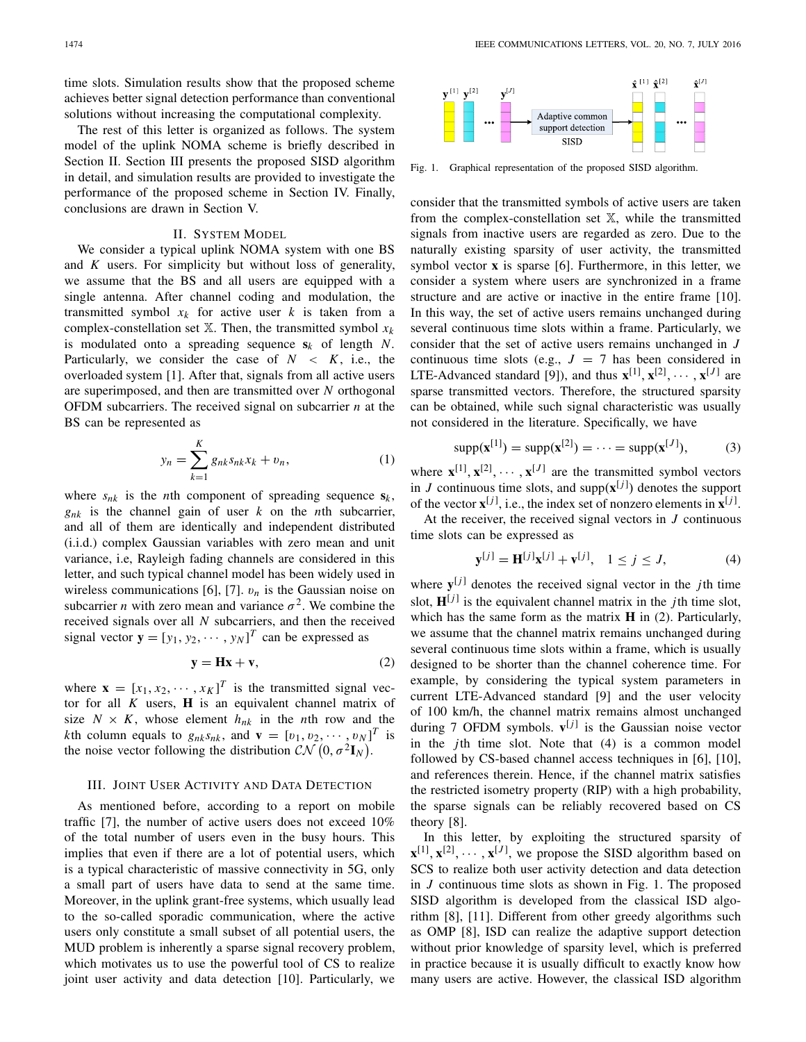time slots. Simulation results show that the proposed scheme achieves better signal detection performance than conventional solutions without increasing the computational complexity.

The rest of this letter is organized as follows. The system model of the uplink NOMA scheme is briefly described in Section II. Section III presents the proposed SISD algorithm in detail, and simulation results are provided to investigate the performance of the proposed scheme in Section IV. Finally, conclusions are drawn in Section V.

## II. System Model

We consider a typical uplink NOMA system with one BS and $K$ users. For simplicity but without loss of generality, we assume that the BS and all users are equipped with a single antenna. After channel coding and modulation, the transmitted symbol $x_k$ for active user $k$ is taken from a complex-constellation set $\mathbb{X}$. Then, the transmitted symbol $x_k$ is modulated onto a spreading sequence $\mathbf{s}_k$ of length $N$. Particularly, we consider the case of $N < K$, i.e., the overloaded system [1]. After that, signals from all active users are superimposed, and then are transmitted over $N$ orthogonal OFDM subcarriers. The received signal on subcarrier $n$ at the BS can be represented as

$$y_n = \sum_{k=1}^{K} g_{nk} s_{nk} x_k + v_n, \tag{1}$$

where $s_{nk}$ is the $n$th component of spreading sequence $\mathbf{s}_k$, $g_{nk}$ is the channel gain of user $k$ on the $n$th subcarrier, and all of them are identically and independent distributed (i.i.d.) complex Gaussian variables with zero mean and unit variance, i.e, Rayleigh fading channels are considered in this letter, and such typical channel model has been widely used in wireless communications [6], [7]. $v_n$ is the Gaussian noise on subcarrier $n$ with zero mean and variance $\sigma^2$. We combine the received signals over all $N$ subcarriers, and then the received signal vector $\mathbf{y} = [y_1, y_2, \cdots, y_N]^T$ can be expressed as

$$\mathbf{y} = \mathbf{H}\mathbf{x} + \mathbf{v}, \tag{2}$$

where $\mathbf{x} = [x_1, x_2, \cdots, x_K]^T$ is the transmitted signal vector for all $K$ users, $\mathbf{H}$ is an equivalent channel matrix of size $N \times K$, whose element $h_{nk}$ in the $n$th row and the $k$th column equals to $g_{nk}s_{nk}$, and $\mathbf{v} = [v_1, v_2, \cdots, v_N]^T$ is the noise vector following the distribution $\mathcal{CN}\left(0, \sigma^2\mathbf{I}_N\right)$.

## III. Joint User Activity and Data Detection

As mentioned before, according to a report on mobile traffic [7], the number of active users does not exceed 10% of the total number of users even in the busy hours. This implies that even if there are a lot of potential users, which is a typical characteristic of massive connectivity in 5G, only a small part of users have data to send at the same time. Moreover, in the uplink grant-free systems, which usually lead to the so-called sporadic communication, where the active users only constitute a small subset of all potential users, the MUD problem is inherently a sparse signal recovery problem, which motivates us to use the powerful tool of CS to realize joint user activity and data detection [10]. Particularly, we consider that the transmitted symbols of active users are taken from the complex-constellation set $\mathbb{X}$, while the transmitted signals from inactive users are regarded as zero. Due to the naturally existing sparsity of user activity, the transmitted symbol vector $\mathbf{x}$ is sparse [6]. Furthermore, in this letter, we consider a system where users are synchronized in a frame structure and are active or inactive in the entire frame [10]. In this way, the set of active users remains unchanged during several continuous time slots within a frame. Particularly, we consider that the set of active users remains unchanged in $J$ continuous time slots (e.g., $J = 7$ has been considered in LTE-Advanced standard [9]), and thus $\mathbf{x}^{[1]}, \mathbf{x}^{[2]}, \cdots, \mathbf{x}^{[J]}$ are sparse transmitted vectors. Therefore, the structured sparsity can be obtained, while such signal characteristic was usually not considered in the literature. Specifically, we have

$$\text{supp}(\mathbf{x}^{[1]}) = \text{supp}(\mathbf{x}^{[2]}) = \cdots = \text{supp}(\mathbf{x}^{[J]}), \tag{3}$$

where $\mathbf{x}^{[1]}, \mathbf{x}^{[2]}, \cdots, \mathbf{x}^{[J]}$ are the transmitted symbol vectors in $J$ continuous time slots, and $\text{supp}(\mathbf{x}^{[j]})$ denotes the support of the vector $\mathbf{x}^{[j]}$, i.e., the index set of nonzero elements in $\mathbf{x}^{[j]}$.

At the receiver, the received signal vectors in $J$ continuous time slots can be expressed as

$$\mathbf{y}^{[j]} = \mathbf{H}^{[j]}\mathbf{x}^{[j]} + \mathbf{v}^{[j]}, \quad 1 \leq j \leq J, \tag{4}$$

where $\mathbf{y}^{[j]}$ denotes the received signal vector in the $j$th time slot, $\mathbf{H}^{[j]}$ is the equivalent channel matrix in the $j$th time slot, which has the same form as the matrix $\mathbf{H}$ in (2). Particularly, we assume that the channel matrix remains unchanged during several continuous time slots within a frame, which is usually designed to be shorter than the channel coherence time. For example, by considering the typical system parameters in current LTE-Advanced standard [9] and the user velocity of 100 km/h, the channel matrix remains almost unchanged during 7 OFDM symbols. $\mathbf{v}^{[j]}$ is the Gaussian noise vector in the $j$th time slot. Note that (4) is a common model followed by CS-based channel access techniques in [6], [10], and references therein. Hence, if the channel matrix satisfies the restricted isometry property (RIP) with a high probability, the sparse signals can be reliably recovered based on CS theory [8].

In this letter, by exploiting the structured sparsity of $\mathbf{x}^{[1]}, \mathbf{x}^{[2]}, \cdots, \mathbf{x}^{[J]}$, we propose the SISD algorithm based on SCS to realize both user activity detection and data detection in $J$ continuous time slots as shown in Fig. 1. The proposed SISD algorithm is developed from the classical ISD algorithm [8], [11]. Different from other greedy algorithms such as OMP [8], ISD can realize the adaptive support detection without prior knowledge of sparsity level, which is preferred in practice because it is usually difficult to exactly know how many users are active. However, the classical ISD algorithm

Fig. 1. Graphical representation of the proposed SISD algorithm.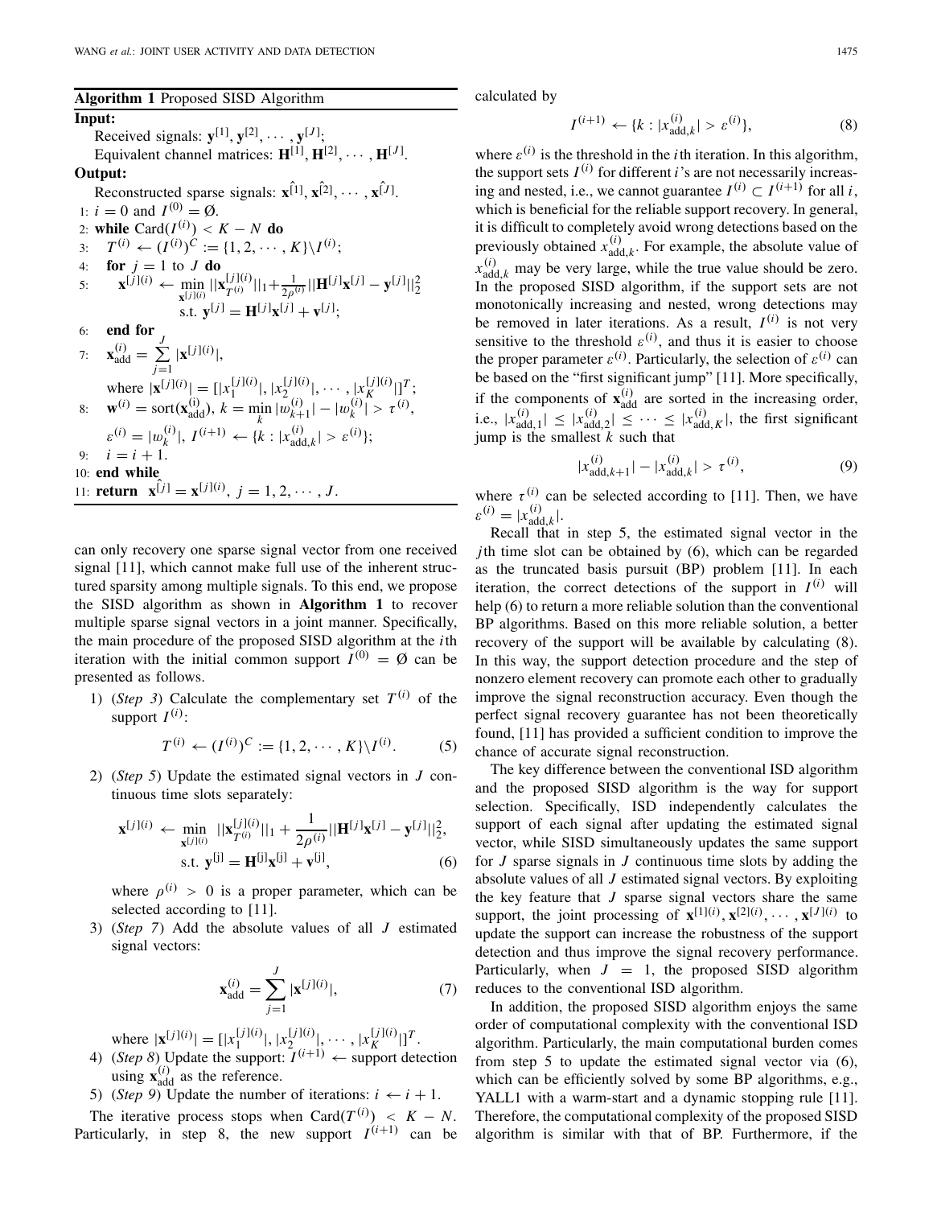**Algorithm 1** Proposed SISD Algorithm

**Input:**

Received signals: $\mathbf{y}^{[1]}, \mathbf{y}^{[2]}, \cdots, \mathbf{y}^{[J]}$;

Equivalent channel matrices: $\mathbf{H}^{[1]}, \mathbf{H}^{[2]}, \cdots, \mathbf{H}^{[J]}$.

**Output:**

Reconstructed sparse signals: $\hat{\mathbf{x}^{[1]}}, \hat{\mathbf{x}^{[2]}}, \cdots, \hat{\mathbf{x}^{[J]}}$.

1: $i = 0$ and $I^{(0)} = \emptyset$.
2: **while** $\text{Card}(I^{(i)}) < K - N$ **do**
3: $\quad T^{(i)} \leftarrow (I^{(i)})^C := \{1, 2, \cdots, K\} \backslash I^{(i)}$;
4: $\quad$**for** $j = 1$ to $J$ **do**
5: $\quad\quad \mathbf{x}^{[j](i)} \leftarrow \min\limits_{\mathbf{x}^{[j](i)}} ||\mathbf{x}^{[j](i)}_{T^{(i)}}||_1 + \frac{1}{2\rho^{(i)}}||\mathbf{H}^{[j]}\mathbf{x}^{[j]} - \mathbf{y}^{[j]}||_2^2$ s.t. $\mathbf{y}^{[j]} = \mathbf{H}^{[j]}\mathbf{x}^{[j]} + \mathbf{v}^{[j]}$;
6: $\quad$**end for**
7: $\quad \mathbf{x}^{(i)}_{\text{add}} = \sum\limits_{j=1}^{J} |\mathbf{x}^{[j](i)}|$, where $|\mathbf{x}^{[j](i)}| = [|x_1^{[j](i)}|, |x_2^{[j](i)}|, \cdots, |x_K^{[j](i)}|]^T$;
8: $\quad \mathbf{w}^{(i)} = \text{sort}(\mathbf{x}^{(i)}_{\text{add}})$, $k = \min\limits_k |w^{(i)}_{k+1}| - |w^{(i)}_k| > \tau^{(i)}$, $\varepsilon^{(i)} = |w^{(i)}_k|$, $I^{(i+1)} \leftarrow \{k : |x^{(i)}_{\text{add},k}| > \varepsilon^{(i)}\}$;
9: $\quad i = i + 1$.
10: **end while**
11: **return** $\hat{\mathbf{x}^{[j]}} = \mathbf{x}^{[j](i)}$, $j = 1, 2, \cdots, J$.

can only recovery one sparse signal vector from one received signal [11], which cannot make full use of the inherent structured sparsity among multiple signals. To this end, we propose the SISD algorithm as shown in **Algorithm 1** to recover multiple sparse signal vectors in a joint manner. Specifically, the main procedure of the proposed SISD algorithm at the $i$th iteration with the initial common support $I^{(0)} = \emptyset$ can be presented as follows.

1) (*Step 3*) Calculate the complementary set $T^{(i)}$ of the support $I^{(i)}$:

$$T^{(i)} \leftarrow (I^{(i)})^C := \{1, 2, \cdots, K\} \backslash I^{(i)}. \tag{5}$$

2) (*Step 5*) Update the estimated signal vectors in $J$ continuous time slots separately:

$$\mathbf{x}^{[j](i)} \leftarrow \min_{\mathbf{x}^{[j](i)}} ||\mathbf{x}^{[j](i)}_{T^{(i)}}||_1 + \frac{1}{2\rho^{(i)}}||\mathbf{H}^{[j]}\mathbf{x}^{[j]} - \mathbf{y}^{[j]}||_2^2, \quad \text{s.t. } \mathbf{y}^{[j]} = \mathbf{H}^{[j]}\mathbf{x}^{[j]} + \mathbf{v}^{[j]}, \tag{6}$$

where $\rho^{(i)} > 0$ is a proper parameter, which can be selected according to [11].

3) (*Step 7*) Add the absolute values of all $J$ estimated signal vectors:

$$\mathbf{x}^{(i)}_{\text{add}} = \sum_{j=1}^{J} |\mathbf{x}^{[j](i)}|, \tag{7}$$

where $|\mathbf{x}^{[j](i)}| = [|x_1^{[j](i)}|, |x_2^{[j](i)}|, \cdots, |x_K^{[j](i)}|]^T$.

4) (*Step 8*) Update the support: $I^{(i+1)} \leftarrow$ support detection using $\mathbf{x}^{(i)}_{\text{add}}$ as the reference.

5) (*Step 9*) Update the number of iterations: $i \leftarrow i + 1$.

The iterative process stops when $\text{Card}(T^{(i)}) < K - N$. Particularly, in step 8, the new support $I^{(i+1)}$ can be calculated by

$$I^{(i+1)} \leftarrow \{k : |x^{(i)}_{\text{add},k}| > \varepsilon^{(i)}\}, \tag{8}$$

where $\varepsilon^{(i)}$ is the threshold in the $i$th iteration. In this algorithm, the support sets $I^{(i)}$ for different $i$'s are not necessarily increasing and nested, i.e., we cannot guarantee $I^{(i)} \subset I^{(i+1)}$ for all $i$, which is beneficial for the reliable support recovery. In general, it is difficult to completely avoid wrong detections based on the previously obtained $x^{(i)}_{\text{add},k}$. For example, the absolute value of $x^{(i)}_{\text{add},k}$ may be very large, while the true value should be zero. In the proposed SISD algorithm, if the support sets are not monotonically increasing and nested, wrong detections may be removed in later iterations. As a result, $I^{(i)}$ is not very sensitive to the threshold $\varepsilon^{(i)}$, and thus it is easier to choose the proper parameter $\varepsilon^{(i)}$. Particularly, the selection of $\varepsilon^{(i)}$ can be based on the "first significant jump" [11]. More specifically, if the components of $\mathbf{x}^{(i)}_{\text{add}}$ are sorted in the increasing order, i.e., $|x^{(i)}_{\text{add},1}| \leq |x^{(i)}_{\text{add},2}| \leq \cdots \leq |x^{(i)}_{\text{add},K}|$, the first significant jump is the smallest $k$ such that

$$|x^{(i)}_{\text{add},k+1}| - |x^{(i)}_{\text{add},k}| > \tau^{(i)}, \tag{9}$$

where $\tau^{(i)}$ can be selected according to [11]. Then, we have $\varepsilon^{(i)} = |x^{(i)}_{\text{add},k}|$.

Recall that in step 5, the estimated signal vector in the $j$th time slot can be obtained by (6), which can be regarded as the truncated basis pursuit (BP) problem [11]. In each iteration, the correct detections of the support in $I^{(i)}$ will help (6) to return a more reliable solution than the conventional BP algorithms. Based on this more reliable solution, a better recovery of the support will be available by calculating (8). In this way, the support detection procedure and the step of nonzero element recovery can promote each other to gradually improve the signal reconstruction accuracy. Even though the perfect signal recovery guarantee has not been theoretically found, [11] has provided a sufficient condition to improve the chance of accurate signal reconstruction.

The key difference between the conventional ISD algorithm and the proposed SISD algorithm is the way for support selection. Specifically, ISD independently calculates the support of each signal after updating the estimated signal vector, while SISD simultaneously updates the same support for $J$ sparse signals in $J$ continuous time slots by adding the absolute values of all $J$ estimated signal vectors. By exploiting the key feature that $J$ sparse signal vectors share the same support, the joint processing of $\mathbf{x}^{[1](i)}, \mathbf{x}^{[2](i)}, \cdots, \mathbf{x}^{[J](i)}$ to update the support can increase the robustness of the support detection and thus improve the signal recovery performance. Particularly, when $J = 1$, the proposed SISD algorithm reduces to the conventional ISD algorithm.

In addition, the proposed SISD algorithm enjoys the same order of computational complexity with the conventional ISD algorithm. Particularly, the main computational burden comes from step 5 to update the estimated signal vector via (6), which can be efficiently solved by some BP algorithms, e.g., YALL1 with a warm-start and a dynamic stopping rule [11]. Therefore, the computational complexity of the proposed SISD algorithm is similar with that of BP. Furthermore, if the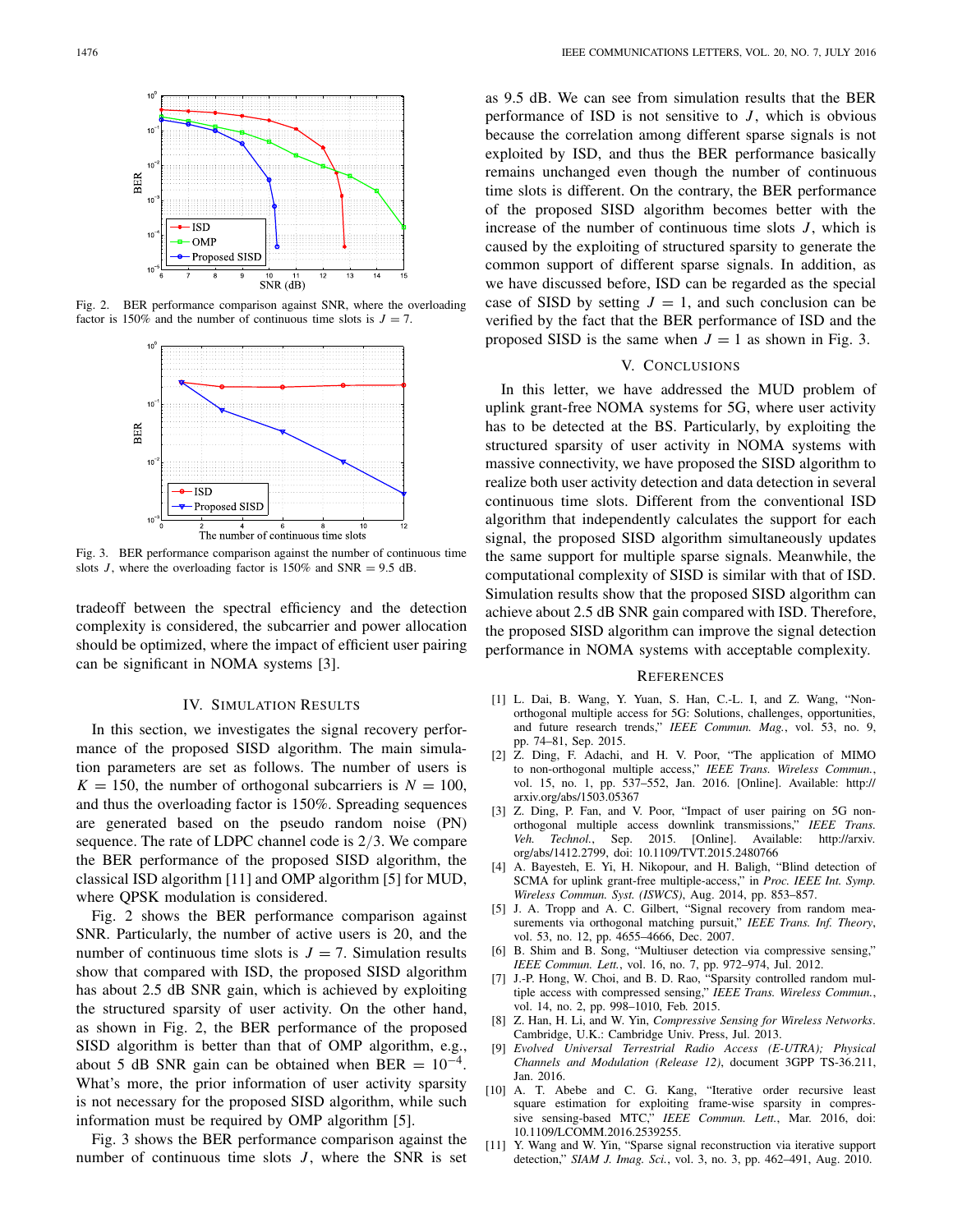$10^0$
$10^{-1}$
$10^{-2}$
$10^{-3}$
$10^{-4}$
$10^{-5}$
BER
6 7 8 9 10 11 12 13 14 15
SNR (dB)
ISD
OMP
Proposed SISD

Fig. 2. BER performance comparison against SNR, where the overloading factor is 150% and the number of continuous time slots is $J = 7$.

$10^0$
$10^{-1}$
$10^{-2}$
$10^{-3}$
BER
0 2 4 6 8 10 12
The number of continuous time slots
ISD
Proposed SISD

Fig. 3. BER performance comparison against the number of continuous time slots $J$, where the overloading factor is 150% and SNR = 9.5 dB.

tradeoff between the spectral efficiency and the detection complexity is considered, the subcarrier and power allocation should be optimized, where the impact of efficient user pairing can be significant in NOMA systems [3].

## IV. Simulation Results

In this section, we investigates the signal recovery performance of the proposed SISD algorithm. The main simulation parameters are set as follows. The number of users is $K = 150$, the number of orthogonal subcarriers is $N = 100$, and thus the overloading factor is 150%. Spreading sequences are generated based on the pseudo random noise (PN) sequence. The rate of LDPC channel code is $2/3$. We compare the BER performance of the proposed SISD algorithm, the classical ISD algorithm [11] and OMP algorithm [5] for MUD, where QPSK modulation is considered.

Fig. 2 shows the BER performance comparison against SNR. Particularly, the number of active users is 20, and the number of continuous time slots is $J = 7$. Simulation results show that compared with ISD, the proposed SISD algorithm has about 2.5 dB SNR gain, which is achieved by exploiting the structured sparsity of user activity. On the other hand, as shown in Fig. 2, the BER performance of the proposed SISD algorithm is better than that of OMP algorithm, e.g., about 5 dB SNR gain can be obtained when BER $= 10^{-4}$. What's more, the prior information of user activity sparsity is not necessary for the proposed SISD algorithm, while such information must be required by OMP algorithm [5].

Fig. 3 shows the BER performance comparison against the number of continuous time slots $J$, where the SNR is set as 9.5 dB. We can see from simulation results that the BER performance of ISD is not sensitive to $J$, which is obvious because the correlation among different sparse signals is not exploited by ISD, and thus the BER performance basically remains unchanged even though the number of continuous time slots is different. On the contrary, the BER performance of the proposed SISD algorithm becomes better with the increase of the number of continuous time slots $J$, which is caused by the exploiting of structured sparsity to generate the common support of different sparse signals. In addition, as we have discussed before, ISD can be regarded as the special case of SISD by setting $J = 1$, and such conclusion can be verified by the fact that the BER performance of ISD and the proposed SISD is the same when $J = 1$ as shown in Fig. 3.

## V. Conclusions

In this letter, we have addressed the MUD problem of uplink grant-free NOMA systems for 5G, where user activity has to be detected at the BS. Particularly, by exploiting the structured sparsity of user activity in NOMA systems with massive connectivity, we have proposed the SISD algorithm to realize both user activity detection and data detection in several continuous time slots. Different from the conventional ISD algorithm that independently calculates the support for each signal, the proposed SISD algorithm simultaneously updates the same support for multiple sparse signals. Meanwhile, the computational complexity of SISD is similar with that of ISD. Simulation results show that the proposed SISD algorithm can achieve about 2.5 dB SNR gain compared with ISD. Therefore, the proposed SISD algorithm can improve the signal detection performance in NOMA systems with acceptable complexity.

## References

[1] L. Dai, B. Wang, Y. Yuan, S. Han, C.-L. I, and Z. Wang, "Non-orthogonal multiple access for 5G: Solutions, challenges, opportunities, and future research trends," *IEEE Commun. Mag.*, vol. 53, no. 9, pp. 74–81, Sep. 2015.

[2] Z. Ding, F. Adachi, and H. V. Poor, "The application of MIMO to non-orthogonal multiple access," *IEEE Trans. Wireless Commun.*, vol. 15, no. 1, pp. 537–552, Jan. 2016. [Online]. Available: http://arxiv.org/abs/1503.05367

[3] Z. Ding, P. Fan, and V. Poor, "Impact of user pairing on 5G non-orthogonal multiple access downlink transmissions," *IEEE Trans. Veh. Technol.*, Sep. 2015. [Online]. Available: http://arxiv.org/abs/1412.2799, doi: 10.1109/TVT.2015.2480766

[4] A. Bayesteh, E. Yi, H. Nikopour, and H. Baligh, "Blind detection of SCMA for uplink grant-free multiple-access," in *Proc. IEEE Int. Symp. Wireless Commun. Syst. (ISWCS)*, Aug. 2014, pp. 853–857.

[5] J. A. Tropp and A. C. Gilbert, "Signal recovery from random measurements via orthogonal matching pursuit," *IEEE Trans. Inf. Theory*, vol. 53, no. 12, pp. 4655–4666, Dec. 2007.

[6] B. Shim and B. Song, "Multiuser detection via compressive sensing," *IEEE Commun. Lett.*, vol. 16, no. 7, pp. 972–974, Jul. 2012.

[7] J.-P. Hong, W. Choi, and B. D. Rao, "Sparsity controlled random multiple access with compressed sensing," *IEEE Trans. Wireless Commun.*, vol. 14, no. 2, pp. 998–1010, Feb. 2015.

[8] Z. Han, H. Li, and W. Yin, *Compressive Sensing for Wireless Networks*. Cambridge, U.K.: Cambridge Univ. Press, Jul. 2013.

[9] *Evolved Universal Terrestrial Radio Access (E-UTRA); Physical Channels and Modulation (Release 12)*, document 3GPP TS-36.211, Jan. 2016.

[10] A. T. Abebe and C. G. Kang, "Iterative order recursive least square estimation for exploiting frame-wise sparsity in compressive sensing-based MTC," *IEEE Commun. Lett.*, Mar. 2016, doi: 10.1109/LCOMM.2016.2539255.

[11] Y. Wang and W. Yin, "Sparse signal reconstruction via iterative support detection," *SIAM J. Imag. Sci.*, vol. 3, no. 3, pp. 462–491, Aug. 2010.